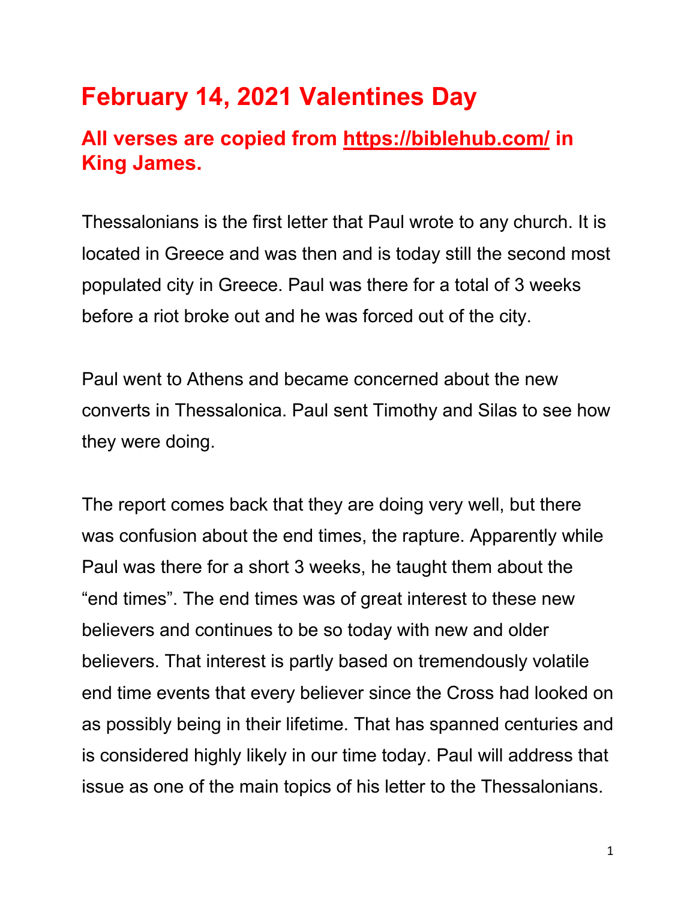# February 14, 2021 Valentines Day

## All verses are copied from https://biblehub.com/ in King James.

Thessalonians is the first letter that Paul wrote to any church. It is located in Greece and was then and is today still the second most populated city in Greece. Paul was there for a total of 3 weeks before a riot broke out and he was forced out of the city.

Paul went to Athens and became concerned about the new converts in Thessalonica. Paul sent Timothy and Silas to see how they were doing.

The report comes back that they are doing very well, but there was confusion about the end times, the rapture. Apparently while Paul was there for a short 3 weeks, he taught them about the "end times". The end times was of great interest to these new believers and continues to be so today with new and older believers. That interest is partly based on tremendously volatile end time events that every believer since the Cross had looked on as possibly being in their lifetime. That has spanned centuries and is considered highly likely in our time today. Paul will address that issue as one of the main topics of his letter to the Thessalonians.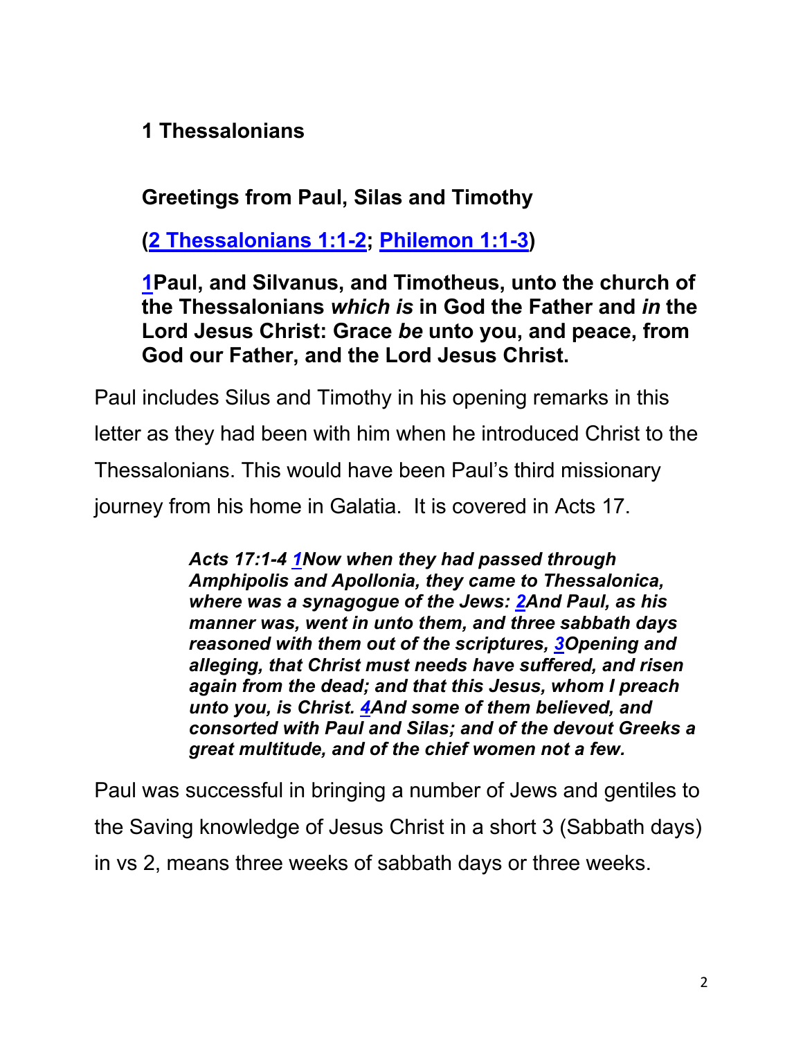**1 Thessalonians**

**Greetings from Paul, Silas and Timothy**

**(2 Thessalonians 1:1-2; Philemon 1:1-3)**

**1Paul, and Silvanus, and Timotheus, unto the church of the Thessalonians *which is* in God the Father and *in* the Lord Jesus Christ: Grace *be* unto you, and peace, from God our Father, and the Lord Jesus Christ.**

Paul includes Silus and Timothy in his opening remarks in this letter as they had been with him when he introduced Christ to the Thessalonians. This would have been Paul's third missionary journey from his home in Galatia. It is covered in Acts 17.

> ***Acts 17:1-4 1Now when they had passed through Amphipolis and Apollonia, they came to Thessalonica, where was a synagogue of the Jews: 2And Paul, as his manner was, went in unto them, and three sabbath days reasoned with them out of the scriptures, 3Opening and alleging, that Christ must needs have suffered, and risen again from the dead; and that this Jesus, whom I preach unto you, is Christ. 4And some of them believed, and consorted with Paul and Silas; and of the devout Greeks a great multitude, and of the chief women not a few.***

Paul was successful in bringing a number of Jews and gentiles to the Saving knowledge of Jesus Christ in a short 3 (Sabbath days) in vs 2, means three weeks of sabbath days or three weeks.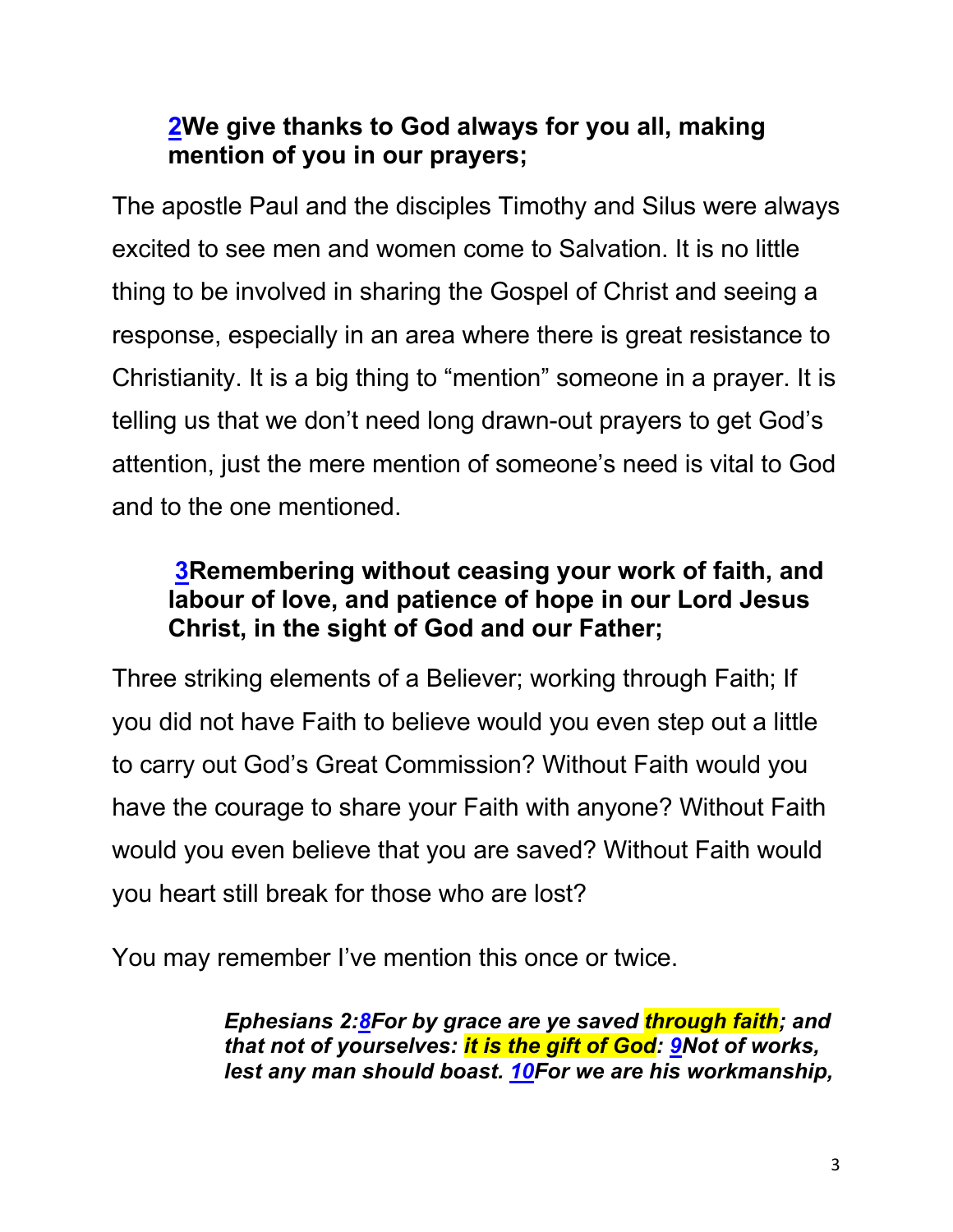**2We give thanks to God always for you all, making mention of you in our prayers;**

The apostle Paul and the disciples Timothy and Silus were always excited to see men and women come to Salvation. It is no little thing to be involved in sharing the Gospel of Christ and seeing a response, especially in an area where there is great resistance to Christianity. It is a big thing to "mention" someone in a prayer. It is telling us that we don't need long drawn-out prayers to get God's attention, just the mere mention of someone's need is vital to God and to the one mentioned.

**3Remembering without ceasing your work of faith, and labour of love, and patience of hope in our Lord Jesus Christ, in the sight of God and our Father;**

Three striking elements of a Believer; working through Faith; If you did not have Faith to believe would you even step out a little to carry out God's Great Commission? Without Faith would you have the courage to share your Faith with anyone? Without Faith would you even believe that you are saved? Without Faith would you heart still break for those who are lost?

You may remember I've mention this once or twice.

> ***Ephesians 2:8For by grace are ye saved through faith; and that not of yourselves: it is the gift of God: 9Not of works, lest any man should boast. 10For we are his workmanship,***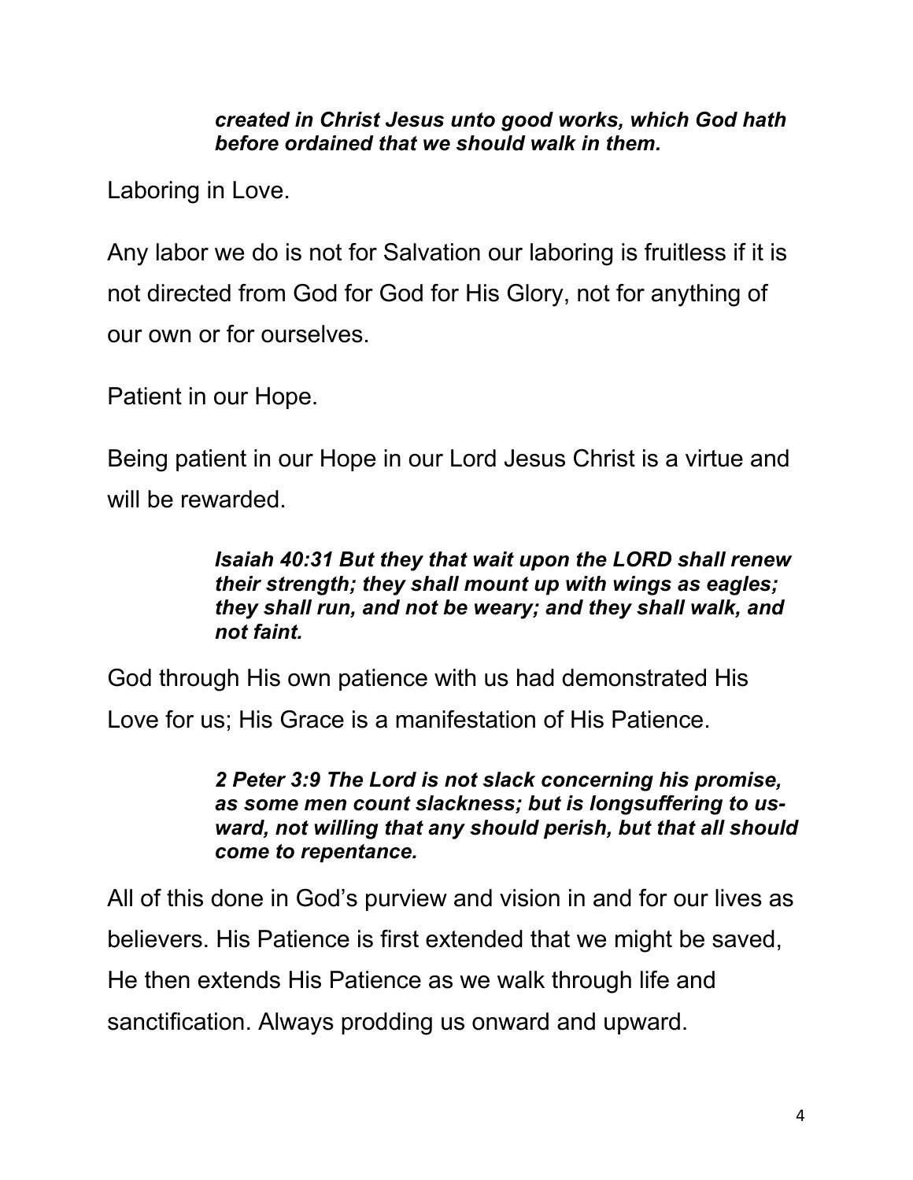***created in Christ Jesus unto good works, which God hath before ordained that we should walk in them.***

Laboring in Love.

Any labor we do is not for Salvation our laboring is fruitless if it is not directed from God for God for His Glory, not for anything of our own or for ourselves.

Patient in our Hope.

Being patient in our Hope in our Lord Jesus Christ is a virtue and will be rewarded.

> ***Isaiah 40:31 But they that wait upon the LORD shall renew their strength; they shall mount up with wings as eagles; they shall run, and not be weary; and they shall walk, and not faint.***

God through His own patience with us had demonstrated His Love for us; His Grace is a manifestation of His Patience.

> ***2 Peter 3:9 The Lord is not slack concerning his promise, as some men count slackness; but is longsuffering to us-ward, not willing that any should perish, but that all should come to repentance.***

All of this done in God's purview and vision in and for our lives as believers. His Patience is first extended that we might be saved, He then extends His Patience as we walk through life and sanctification. Always prodding us onward and upward.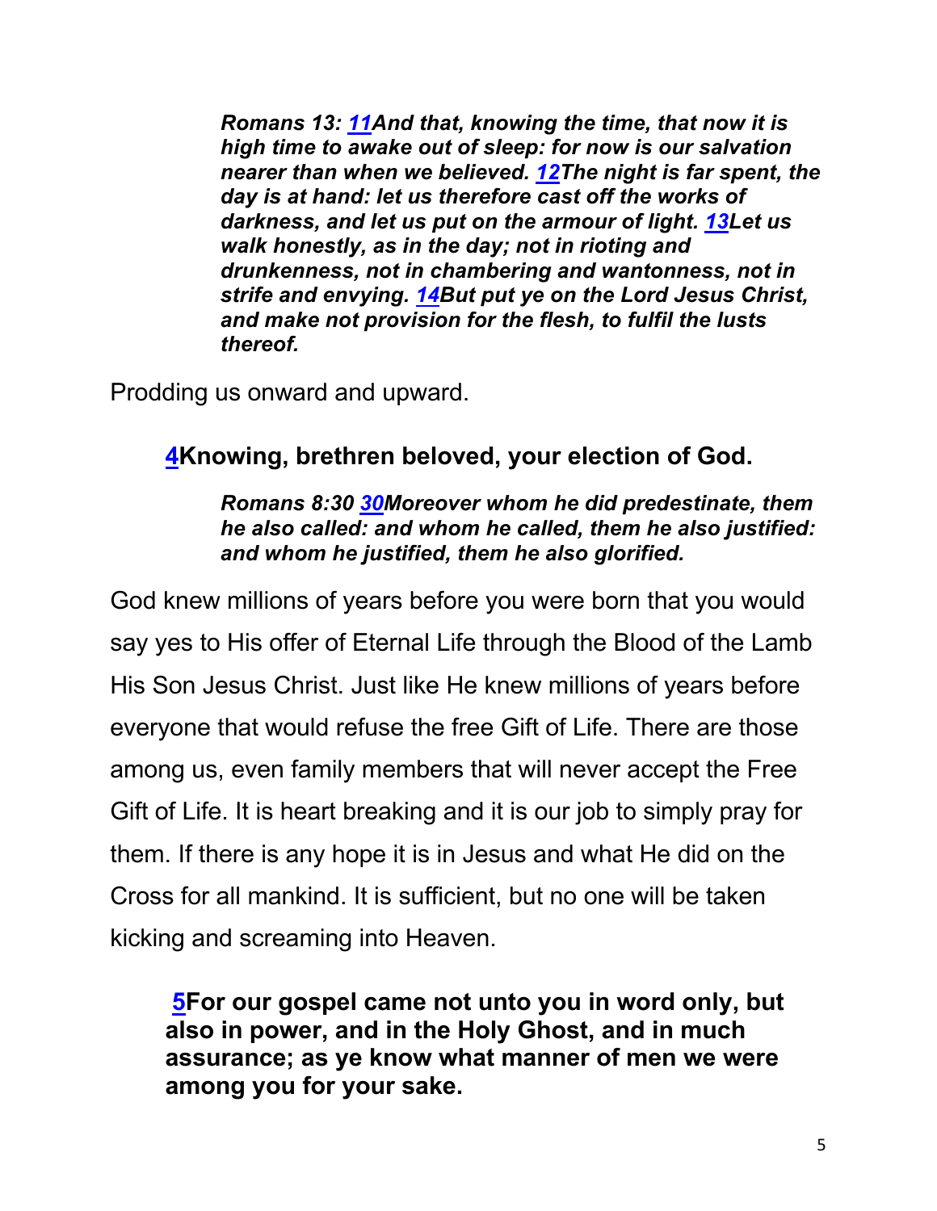***Romans 13: 11And that, knowing the time, that now it is high time to awake out of sleep: for now is our salvation nearer than when we believed. 12The night is far spent, the day is at hand: let us therefore cast off the works of darkness, and let us put on the armour of light. 13Let us walk honestly, as in the day; not in rioting and drunkenness, not in chambering and wantonness, not in strife and envying. 14But put ye on the Lord Jesus Christ, and make not provision for the flesh, to fulfil the lusts thereof.***

Prodding us onward and upward.

**4Knowing, brethren beloved, your election of God.**

***Romans 8:30 30Moreover whom he did predestinate, them he also called: and whom he called, them he also justified: and whom he justified, them he also glorified.***

God knew millions of years before you were born that you would say yes to His offer of Eternal Life through the Blood of the Lamb His Son Jesus Christ. Just like He knew millions of years before everyone that would refuse the free Gift of Life. There are those among us, even family members that will never accept the Free Gift of Life. It is heart breaking and it is our job to simply pray for them. If there is any hope it is in Jesus and what He did on the Cross for all mankind. It is sufficient, but no one will be taken kicking and screaming into Heaven.

**5For our gospel came not unto you in word only, but also in power, and in the Holy Ghost, and in much assurance; as ye know what manner of men we were among you for your sake.**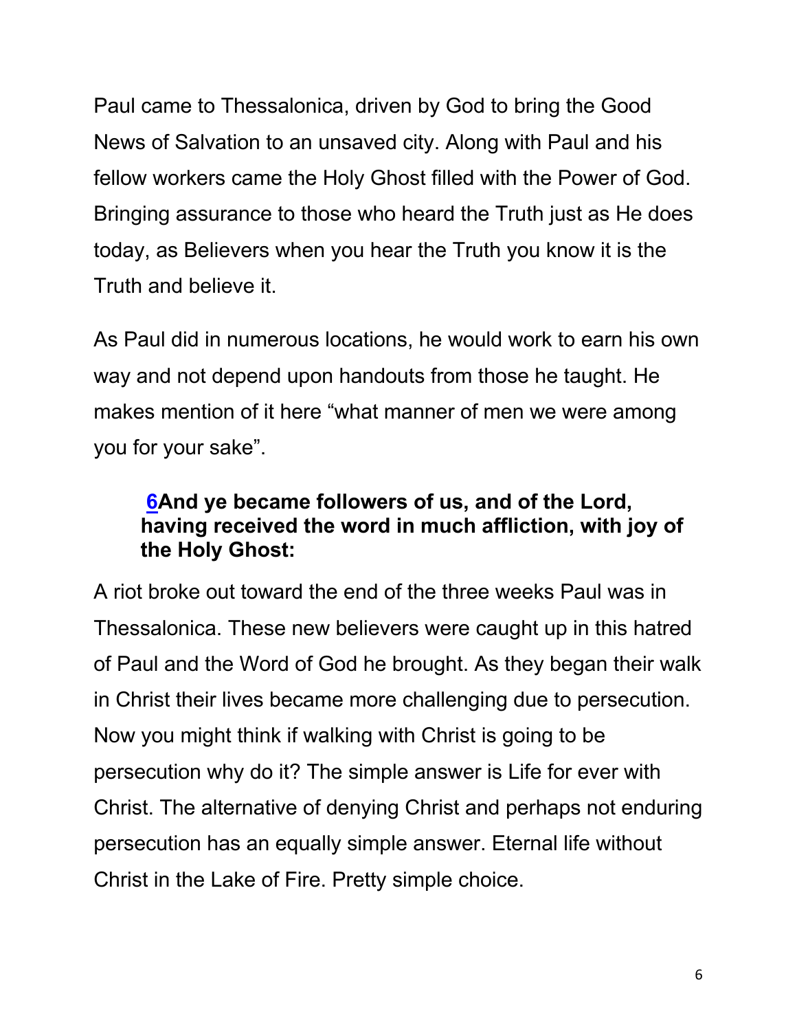Paul came to Thessalonica, driven by God to bring the Good News of Salvation to an unsaved city. Along with Paul and his fellow workers came the Holy Ghost filled with the Power of God. Bringing assurance to those who heard the Truth just as He does today, as Believers when you hear the Truth you know it is the Truth and believe it.

As Paul did in numerous locations, he would work to earn his own way and not depend upon handouts from those he taught. He makes mention of it here “what manner of men we were among you for your sake”.

> **6And ye became followers of us, and of the Lord, having received the word in much affliction, with joy of the Holy Ghost:**

A riot broke out toward the end of the three weeks Paul was in Thessalonica. These new believers were caught up in this hatred of Paul and the Word of God he brought. As they began their walk in Christ their lives became more challenging due to persecution. Now you might think if walking with Christ is going to be persecution why do it? The simple answer is Life for ever with Christ. The alternative of denying Christ and perhaps not enduring persecution has an equally simple answer. Eternal life without Christ in the Lake of Fire. Pretty simple choice.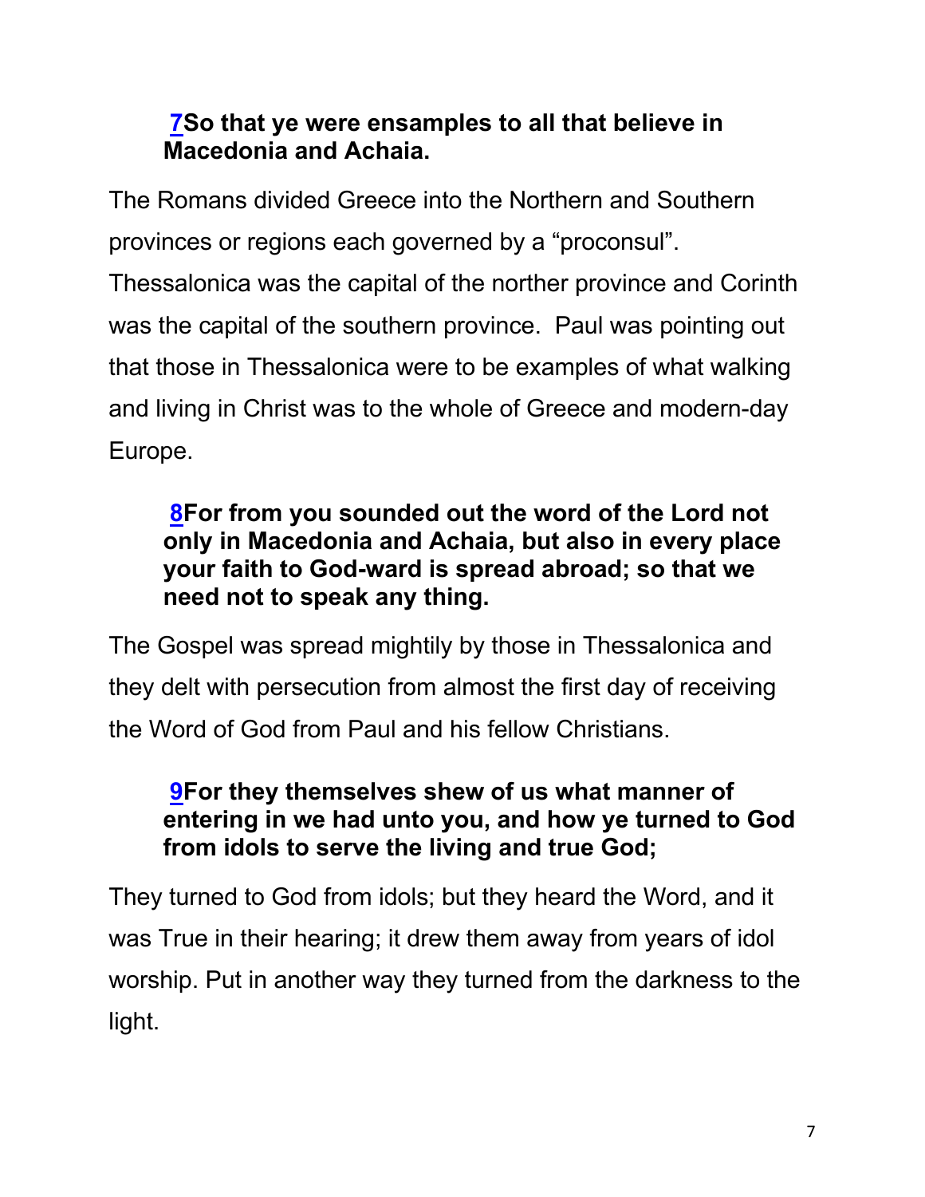**[7](#)So that ye were ensamples to all that believe in Macedonia and Achaia.**

The Romans divided Greece into the Northern and Southern provinces or regions each governed by a "proconsul". Thessalonica was the capital of the norther province and Corinth was the capital of the southern province. Paul was pointing out that those in Thessalonica were to be examples of what walking and living in Christ was to the whole of Greece and modern-day Europe.

**[8](#)For from you sounded out the word of the Lord not only in Macedonia and Achaia, but also in every place your faith to God-ward is spread abroad; so that we need not to speak any thing.**

The Gospel was spread mightily by those in Thessalonica and they delt with persecution from almost the first day of receiving the Word of God from Paul and his fellow Christians.

**[9](#)For they themselves shew of us what manner of entering in we had unto you, and how ye turned to God from idols to serve the living and true God;**

They turned to God from idols; but they heard the Word, and it was True in their hearing; it drew them away from years of idol worship. Put in another way they turned from the darkness to the light.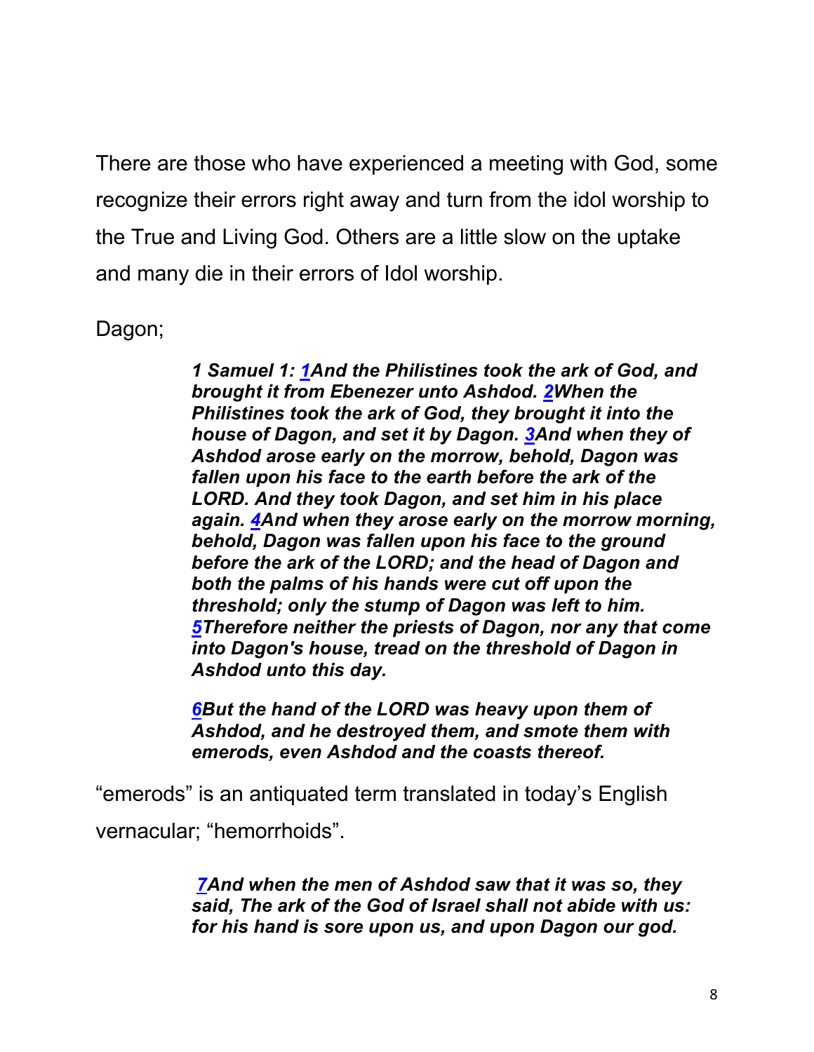There are those who have experienced a meeting with God, some recognize their errors right away and turn from the idol worship to the True and Living God. Others are a little slow on the uptake and many die in their errors of Idol worship.

Dagon;

> ***1 Samuel 1: 1And the Philistines took the ark of God, and brought it from Ebenezer unto Ashdod. 2When the Philistines took the ark of God, they brought it into the house of Dagon, and set it by Dagon. 3And when they of Ashdod arose early on the morrow, behold, Dagon was fallen upon his face to the earth before the ark of the LORD. And they took Dagon, and set him in his place again. 4And when they arose early on the morrow morning, behold, Dagon was fallen upon his face to the ground before the ark of the LORD; and the head of Dagon and both the palms of his hands were cut off upon the threshold; only the stump of Dagon was left to him. 5Therefore neither the priests of Dagon, nor any that come into Dagon's house, tread on the threshold of Dagon in Ashdod unto this day.***
>
> ***6But the hand of the LORD was heavy upon them of Ashdod, and he destroyed them, and smote them with emerods, even Ashdod and the coasts thereof.***

“emerods” is an antiquated term translated in today’s English vernacular; “hemorrhoids”.

> ***7And when the men of Ashdod saw that it was so, they said, The ark of the God of Israel shall not abide with us: for his hand is sore upon us, and upon Dagon our god.***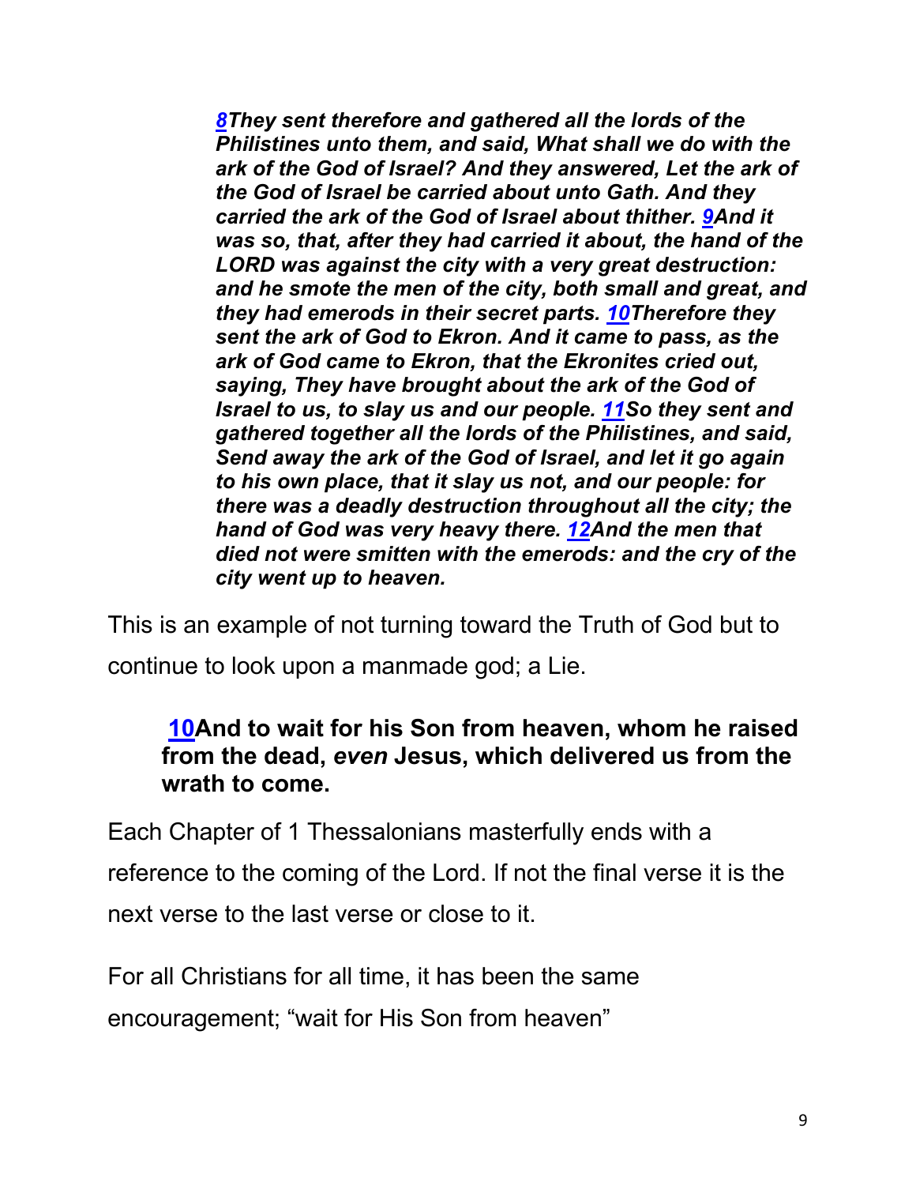*[8](#)They sent therefore and gathered all the lords of the Philistines unto them, and said, What shall we do with the ark of the God of Israel? And they answered, Let the ark of the God of Israel be carried about unto Gath. And they carried the ark of the God of Israel about thither. [9](#)And it was so, that, after they had carried it about, the hand of the LORD was against the city with a very great destruction: and he smote the men of the city, both small and great, and they had emerods in their secret parts. [10](#)Therefore they sent the ark of God to Ekron. And it came to pass, as the ark of God came to Ekron, that the Ekronites cried out, saying, They have brought about the ark of the God of Israel to us, to slay us and our people. [11](#)So they sent and gathered together all the lords of the Philistines, and said, Send away the ark of the God of Israel, and let it go again to his own place, that it slay us not, and our people: for there was a deadly destruction throughout all the city; the hand of God was very heavy there. [12](#)And the men that died not were smitten with the emerods: and the cry of the city went up to heaven.*

This is an example of not turning toward the Truth of God but to continue to look upon a manmade god; a Lie.

**[10](#)And to wait for his Son from heaven, whom he raised from the dead, *even* Jesus, which delivered us from the wrath to come.**

Each Chapter of 1 Thessalonians masterfully ends with a reference to the coming of the Lord. If not the final verse it is the next verse to the last verse or close to it.

For all Christians for all time, it has been the same encouragement; "wait for His Son from heaven"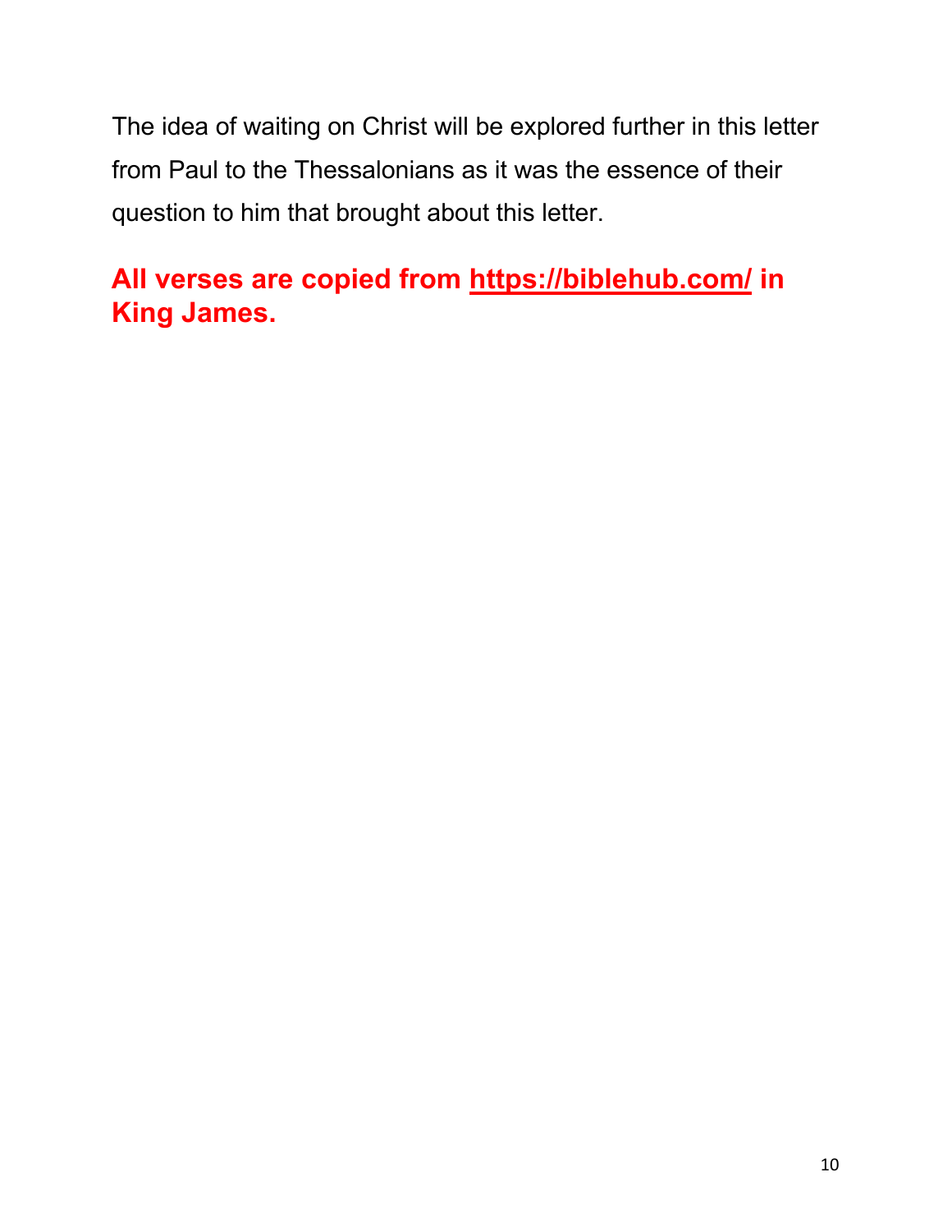The idea of waiting on Christ will be explored further in this letter from Paul to the Thessalonians as it was the essence of their question to him that brought about this letter.

**All verses are copied from [https://biblehub.com/](https://biblehub.com/) in King James.**